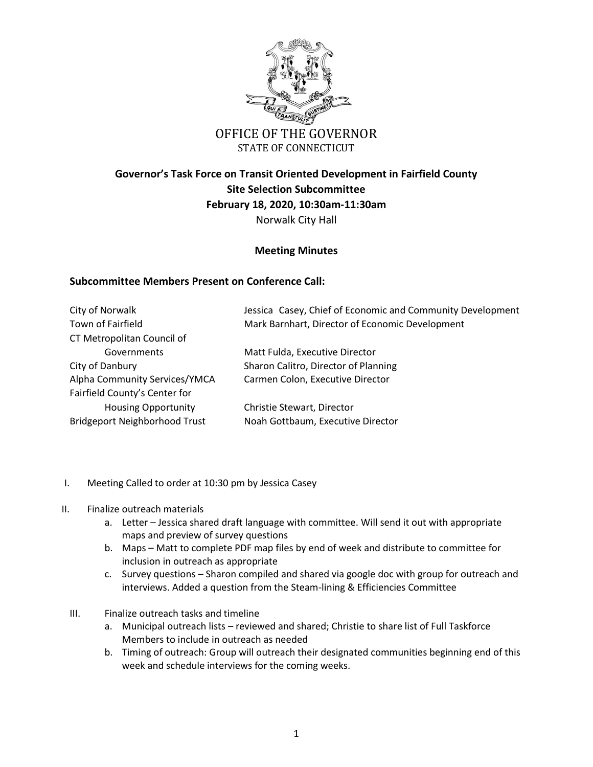OFFICE OF THE GOVERNOR
STATE OF CONNECTICUT

**Governor's Task Force on Transit Oriented Development in Fairfield County**
**Site Selection Subcommittee**
**February 18, 2020, 10:30am-11:30am**
Norwalk City Hall

**Meeting Minutes**

**Subcommittee Members Present on Conference Call:**

| | |
|---|---|
| City of Norwalk | Jessica Casey, Chief of Economic and Community Development |
| Town of Fairfield | Mark Barnhart, Director of Economic Development |
| CT Metropolitan Council of Governments | Matt Fulda, Executive Director |
| City of Danbury | Sharon Calitro, Director of Planning |
| Alpha Community Services/YMCA | Carmen Colon, Executive Director |
| Fairfield County's Center for Housing Opportunity | Christie Stewart, Director |
| Bridgeport Neighborhood Trust | Noah Gottbaum, Executive Director |

I. Meeting Called to order at 10:30 pm by Jessica Casey

II. Finalize outreach materials
   a. Letter – Jessica shared draft language with committee. Will send it out with appropriate maps and preview of survey questions
   b. Maps – Matt to complete PDF map files by end of week and distribute to committee for inclusion in outreach as appropriate
   c. Survey questions – Sharon compiled and shared via google doc with group for outreach and interviews. Added a question from the Steam-lining & Efficiencies Committee

III. Finalize outreach tasks and timeline
   a. Municipal outreach lists – reviewed and shared; Christie to share list of Full Taskforce Members to include in outreach as needed
   b. Timing of outreach: Group will outreach their designated communities beginning end of this week and schedule interviews for the coming weeks.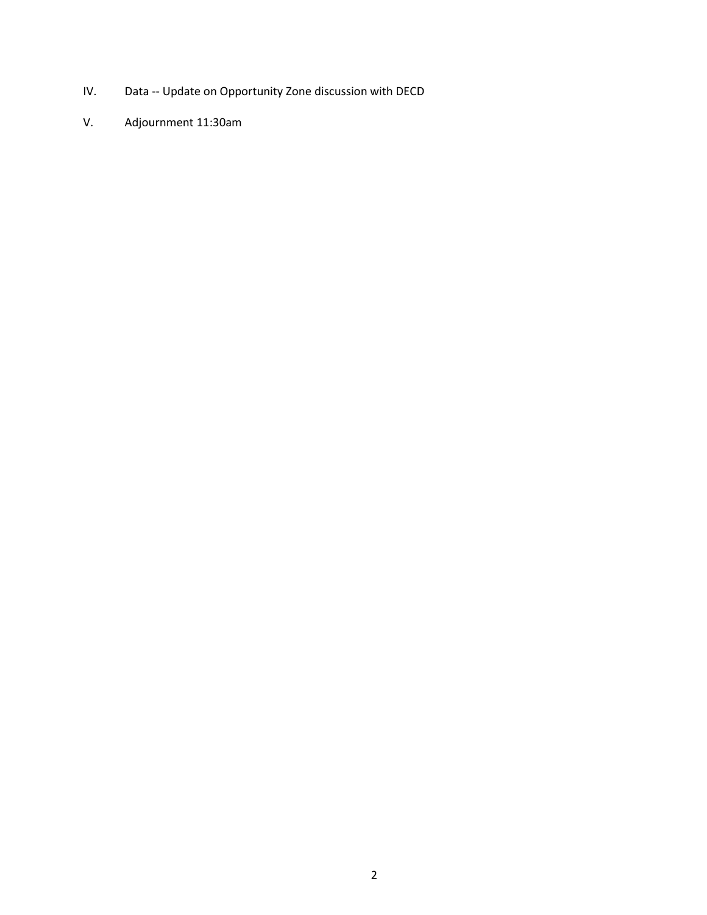IV. Data -- Update on Opportunity Zone discussion with DECD

V. Adjournment 11:30am